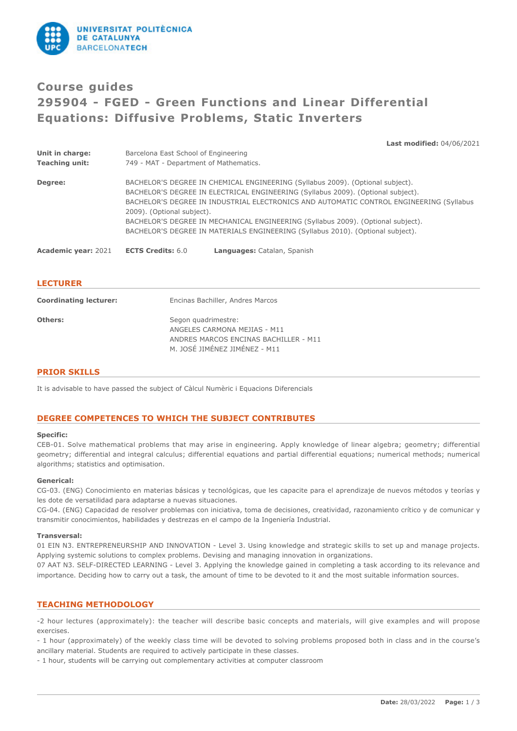# Course guides
# 295904 - FGED - Green Functions and Linear Differential Equations: Diffusive Problems, Static Inverters

**Last modified:** 04/06/2021

**Unit in charge:** Barcelona East School of Engineering
**Teaching unit:** 749 - MAT - Department of Mathematics.

**Degree:** BACHELOR'S DEGREE IN CHEMICAL ENGINEERING (Syllabus 2009). (Optional subject).
BACHELOR'S DEGREE IN ELECTRICAL ENGINEERING (Syllabus 2009). (Optional subject).
BACHELOR'S DEGREE IN INDUSTRIAL ELECTRONICS AND AUTOMATIC CONTROL ENGINEERING (Syllabus 2009). (Optional subject).
BACHELOR'S DEGREE IN MECHANICAL ENGINEERING (Syllabus 2009). (Optional subject).
BACHELOR'S DEGREE IN MATERIALS ENGINEERING (Syllabus 2010). (Optional subject).

**Academic year:** 2021 **ECTS Credits:** 6.0 **Languages:** Catalan, Spanish

## LECTURER

**Coordinating lecturer:** Encinas Bachiller, Andres Marcos

**Others:** Segon quadrimestre:
ANGELES CARMONA MEJIAS - M11
ANDRES MARCOS ENCINAS BACHILLER - M11
M. JOSÉ JIMÉNEZ JIMÉNEZ - M11

## PRIOR SKILLS

It is advisable to have passed the subject of Càlcul Numèric i Equacions Diferencials

## DEGREE COMPETENCES TO WHICH THE SUBJECT CONTRIBUTES

**Specific:**

CEB-01. Solve mathematical problems that may arise in engineering. Apply knowledge of linear algebra; geometry; differential geometry; differential and integral calculus; differential equations and partial differential equations; numerical methods; numerical algorithms; statistics and optimisation.

**Generical:**

CG-03. (ENG) Conocimiento en materias básicas y tecnológicas, que les capacite para el aprendizaje de nuevos métodos y teorías y les dote de versatilidad para adaptarse a nuevas situaciones.
CG-04. (ENG) Capacidad de resolver problemas con iniciativa, toma de decisiones, creatividad, razonamiento crítico y de comunicar y transmitir conocimientos, habilidades y destrezas en el campo de la Ingeniería Industrial.

**Transversal:**

01 EIN N3. ENTREPRENEURSHIP AND INNOVATION - Level 3. Using knowledge and strategic skills to set up and manage projects. Applying systemic solutions to complex problems. Devising and managing innovation in organizations.
07 AAT N3. SELF-DIRECTED LEARNING - Level 3. Applying the knowledge gained in completing a task according to its relevance and importance. Deciding how to carry out a task, the amount of time to be devoted to it and the most suitable information sources.

## TEACHING METHODOLOGY

-2 hour lectures (approximately): the teacher will describe basic concepts and materials, will give examples and will propose exercises.
- 1 hour (approximately) of the weekly class time will be devoted to solving problems proposed both in class and in the course's ancillary material. Students are required to actively participate in these classes.
- 1 hour, students will be carrying out complementary activities at computer classroom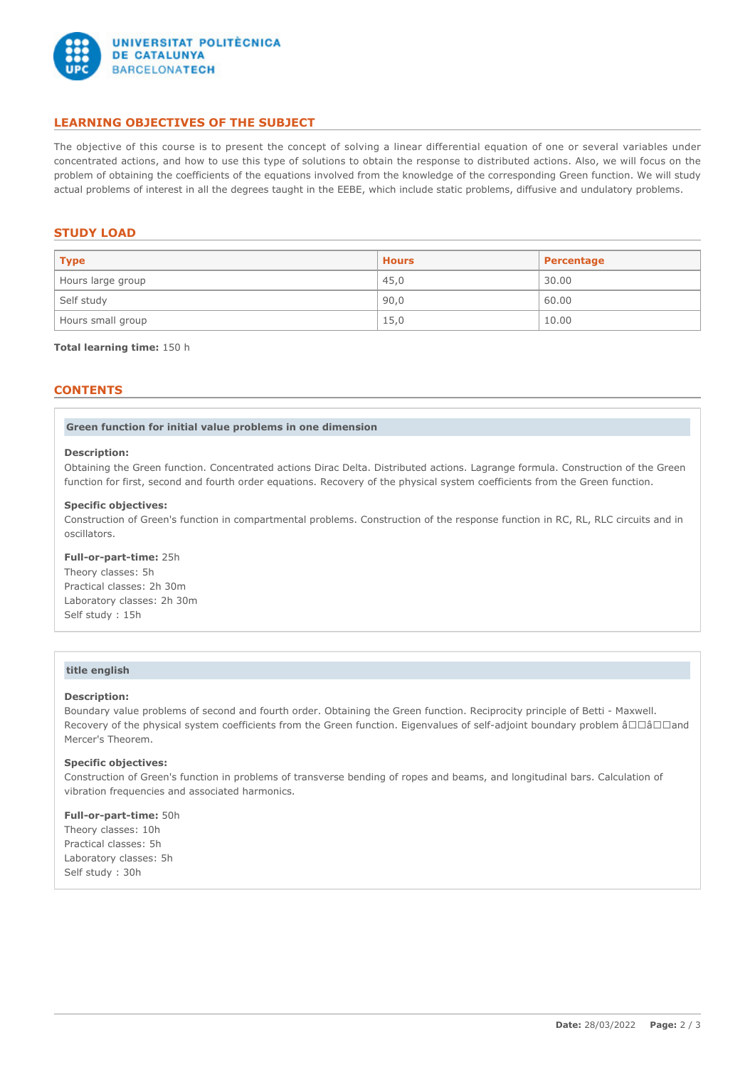## LEARNING OBJECTIVES OF THE SUBJECT

The objective of this course is to present the concept of solving a linear differential equation of one or several variables under concentrated actions, and how to use this type of solutions to obtain the response to distributed actions. Also, we will focus on the problem of obtaining the coefficients of the equations involved from the knowledge of the corresponding Green function. We will study actual problems of interest in all the degrees taught in the EEBE, which include static problems, diffusive and undulatory problems.

## STUDY LOAD

| Type | Hours | Percentage |
|---|---|---|
| Hours large group | 45,0 | 30.00 |
| Self study | 90,0 | 60.00 |
| Hours small group | 15,0 | 10.00 |

**Total learning time:** 150 h

## CONTENTS

### Green function for initial value problems in one dimension

**Description:**
Obtaining the Green function. Concentrated actions Dirac Delta. Distributed actions. Lagrange formula. Construction of the Green function for first, second and fourth order equations. Recovery of the physical system coefficients from the Green function.

**Specific objectives:**
Construction of Green's function in compartmental problems. Construction of the response function in RC, RL, RLC circuits and in oscillators.

**Full-or-part-time:** 25h
Theory classes: 5h
Practical classes: 2h 30m
Laboratory classes: 2h 30m
Self study : 15h

### title english

**Description:**
Boundary value problems of second and fourth order. Obtaining the Green function. Reciprocity principle of Betti - Maxwell. Recovery of the physical system coefficients from the Green function. Eigenvalues of self-adjoint boundary problem â□□â□□and Mercer's Theorem.

**Specific objectives:**
Construction of Green's function in problems of transverse bending of ropes and beams, and longitudinal bars. Calculation of vibration frequencies and associated harmonics.

**Full-or-part-time:** 50h
Theory classes: 10h
Practical classes: 5h
Laboratory classes: 5h
Self study : 30h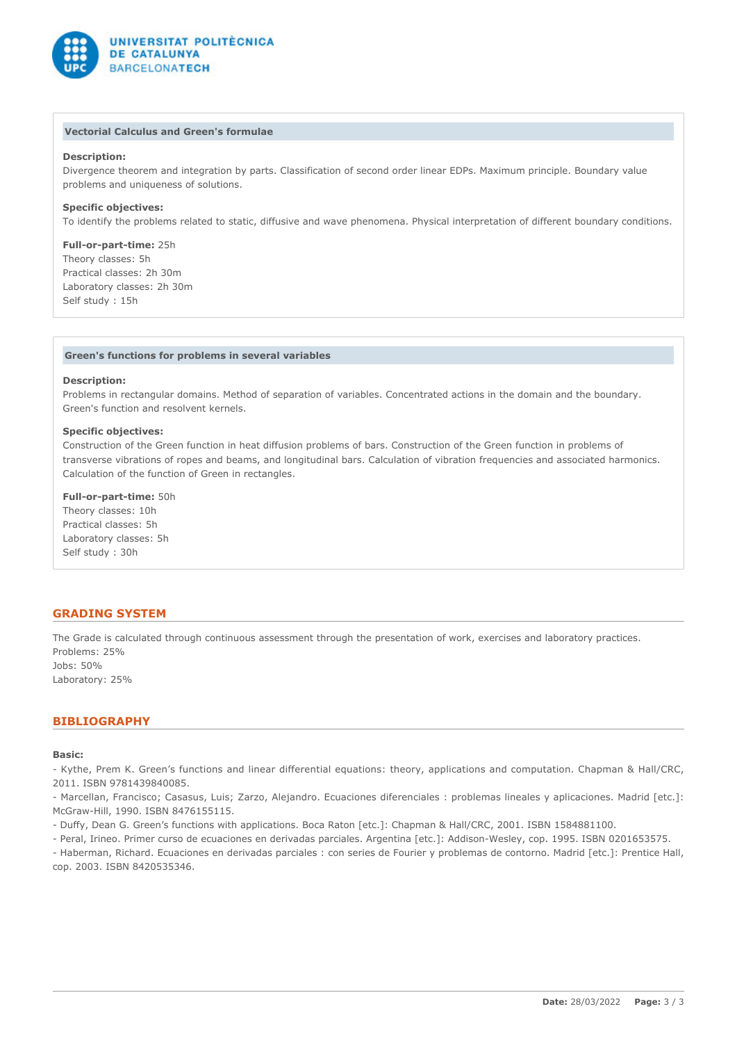### Vectorial Calculus and Green's formulae

**Description:**
Divergence theorem and integration by parts. Classification of second order linear EDPs. Maximum principle. Boundary value problems and uniqueness of solutions.

**Specific objectives:**
To identify the problems related to static, diffusive and wave phenomena. Physical interpretation of different boundary conditions.

**Full-or-part-time:** 25h
Theory classes: 5h
Practical classes: 2h 30m
Laboratory classes: 2h 30m
Self study : 15h

### Green's functions for problems in several variables

**Description:**
Problems in rectangular domains. Method of separation of variables. Concentrated actions in the domain and the boundary. Green's function and resolvent kernels.

**Specific objectives:**
Construction of the Green function in heat diffusion problems of bars. Construction of the Green function in problems of transverse vibrations of ropes and beams, and longitudinal bars. Calculation of vibration frequencies and associated harmonics. Calculation of the function of Green in rectangles.

**Full-or-part-time:** 50h
Theory classes: 10h
Practical classes: 5h
Laboratory classes: 5h
Self study : 30h

## GRADING SYSTEM

The Grade is calculated through continuous assessment through the presentation of work, exercises and laboratory practices.
Problems: 25%
Jobs: 50%
Laboratory: 25%

## BIBLIOGRAPHY

**Basic:**

- Kythe, Prem K. Green's functions and linear differential equations: theory, applications and computation. Chapman & Hall/CRC, 2011. ISBN 9781439840085.
- Marcellan, Francisco; Casasus, Luis; Zarzo, Alejandro. Ecuaciones diferenciales : problemas lineales y aplicaciones. Madrid [etc.]: McGraw-Hill, 1990. ISBN 8476155115.
- Duffy, Dean G. Green's functions with applications. Boca Raton [etc.]: Chapman & Hall/CRC, 2001. ISBN 1584881100.
- Peral, Irineo. Primer curso de ecuaciones en derivadas parciales. Argentina [etc.]: Addison-Wesley, cop. 1995. ISBN 0201653575.
- Haberman, Richard. Ecuaciones en derivadas parciales : con series de Fourier y problemas de contorno. Madrid [etc.]: Prentice Hall, cop. 2003. ISBN 8420535346.